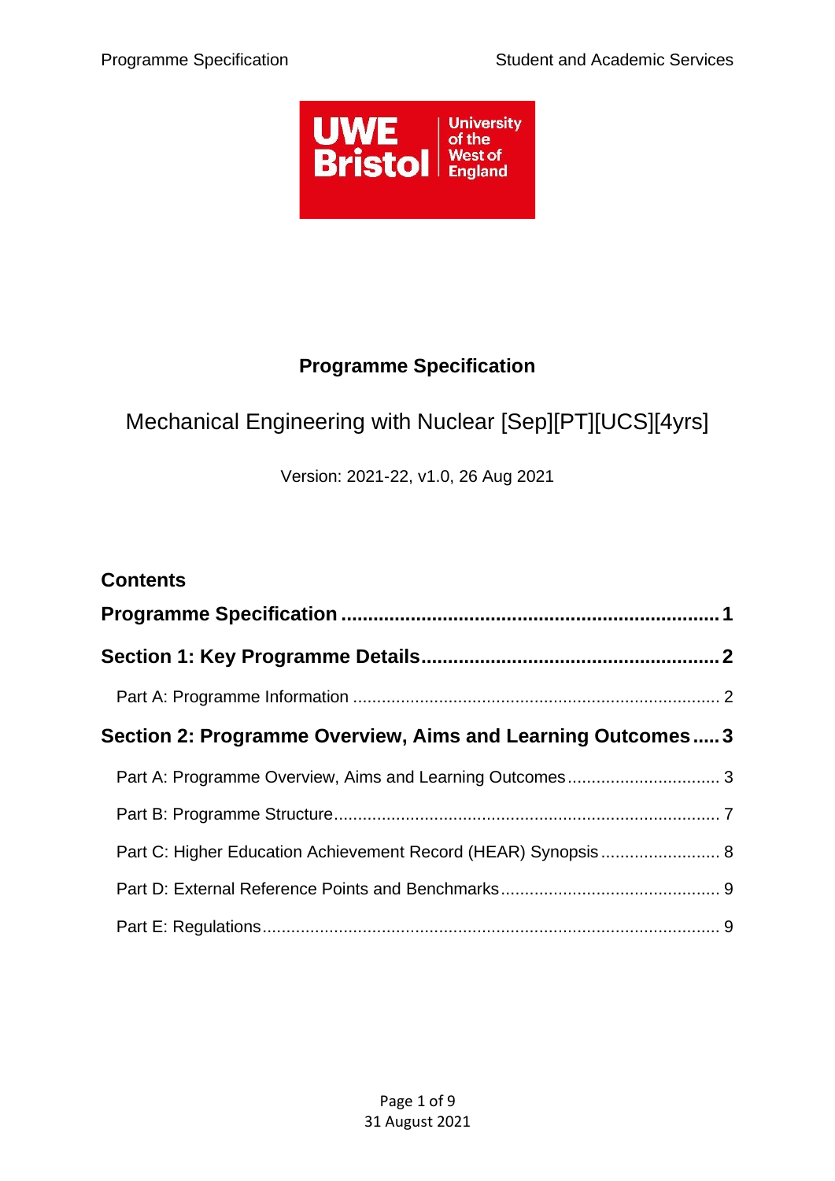# Programme Specification

Mechanical Engineering with Nuclear [Sep][PT][UCS][4yrs]

Version: 2021-22, v1.0, 26 Aug 2021

## Contents

**Programme Specification ........................................................................ 1**

**Section 1: Key Programme Details ........................................................ 2**

Part A: Programme Information ........................................................................ 2

**Section 2: Programme Overview, Aims and Learning Outcomes ..... 3**

Part A: Programme Overview, Aims and Learning Outcomes ................................ 3

Part B: Programme Structure ........................................................................ 7

Part C: Higher Education Achievement Record (HEAR) Synopsis ......................... 8

Part D: External Reference Points and Benchmarks ............................................. 9

Part E: Regulations ........................................................................ 9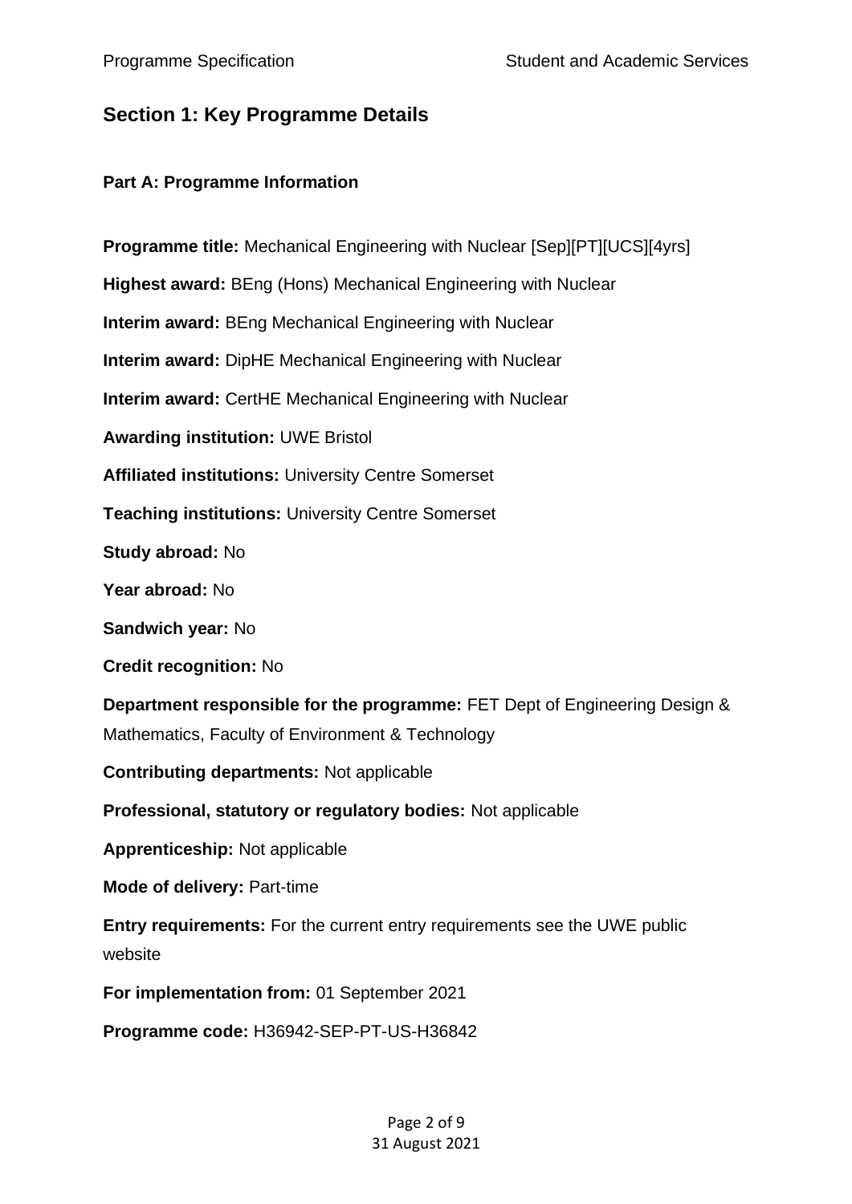## Section 1: Key Programme Details

### Part A: Programme Information

**Programme title:** Mechanical Engineering with Nuclear [Sep][PT][UCS][4yrs]

**Highest award:** BEng (Hons) Mechanical Engineering with Nuclear

**Interim award:** BEng Mechanical Engineering with Nuclear

**Interim award:** DipHE Mechanical Engineering with Nuclear

**Interim award:** CertHE Mechanical Engineering with Nuclear

**Awarding institution:** UWE Bristol

**Affiliated institutions:** University Centre Somerset

**Teaching institutions:** University Centre Somerset

**Study abroad:** No

**Year abroad:** No

**Sandwich year:** No

**Credit recognition:** No

**Department responsible for the programme:** FET Dept of Engineering Design & Mathematics, Faculty of Environment & Technology

**Contributing departments:** Not applicable

**Professional, statutory or regulatory bodies:** Not applicable

**Apprenticeship:** Not applicable

**Mode of delivery:** Part-time

**Entry requirements:** For the current entry requirements see the UWE public website

**For implementation from:** 01 September 2021

**Programme code:** H36942-SEP-PT-US-H36842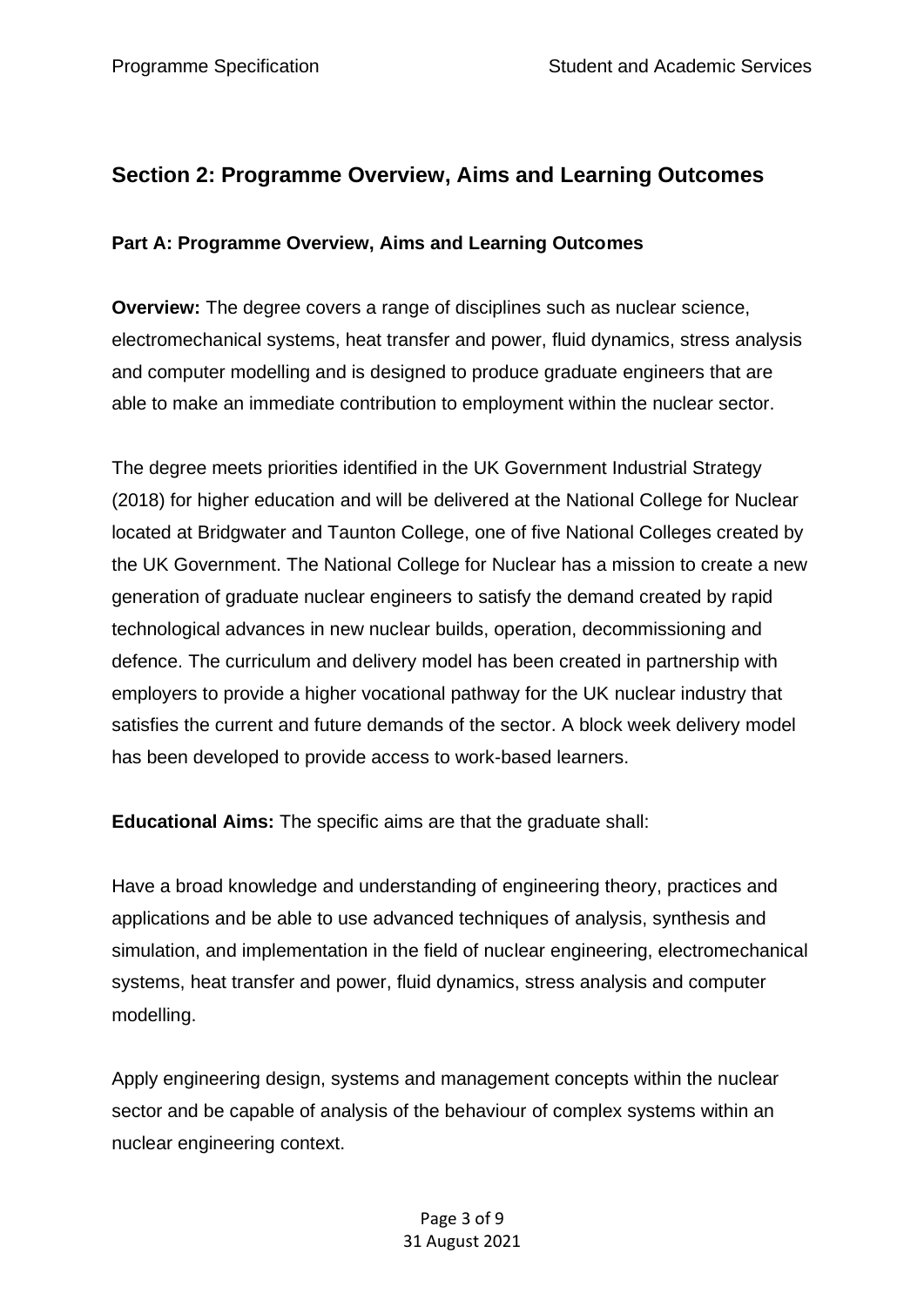## Section 2: Programme Overview, Aims and Learning Outcomes

### Part A: Programme Overview, Aims and Learning Outcomes

**Overview:** The degree covers a range of disciplines such as nuclear science, electromechanical systems, heat transfer and power, fluid dynamics, stress analysis and computer modelling and is designed to produce graduate engineers that are able to make an immediate contribution to employment within the nuclear sector.

The degree meets priorities identified in the UK Government Industrial Strategy (2018) for higher education and will be delivered at the National College for Nuclear located at Bridgwater and Taunton College, one of five National Colleges created by the UK Government. The National College for Nuclear has a mission to create a new generation of graduate nuclear engineers to satisfy the demand created by rapid technological advances in new nuclear builds, operation, decommissioning and defence. The curriculum and delivery model has been created in partnership with employers to provide a higher vocational pathway for the UK nuclear industry that satisfies the current and future demands of the sector. A block week delivery model has been developed to provide access to work-based learners.

**Educational Aims:** The specific aims are that the graduate shall:

Have a broad knowledge and understanding of engineering theory, practices and applications and be able to use advanced techniques of analysis, synthesis and simulation, and implementation in the field of nuclear engineering, electromechanical systems, heat transfer and power, fluid dynamics, stress analysis and computer modelling.

Apply engineering design, systems and management concepts within the nuclear sector and be capable of analysis of the behaviour of complex systems within an nuclear engineering context.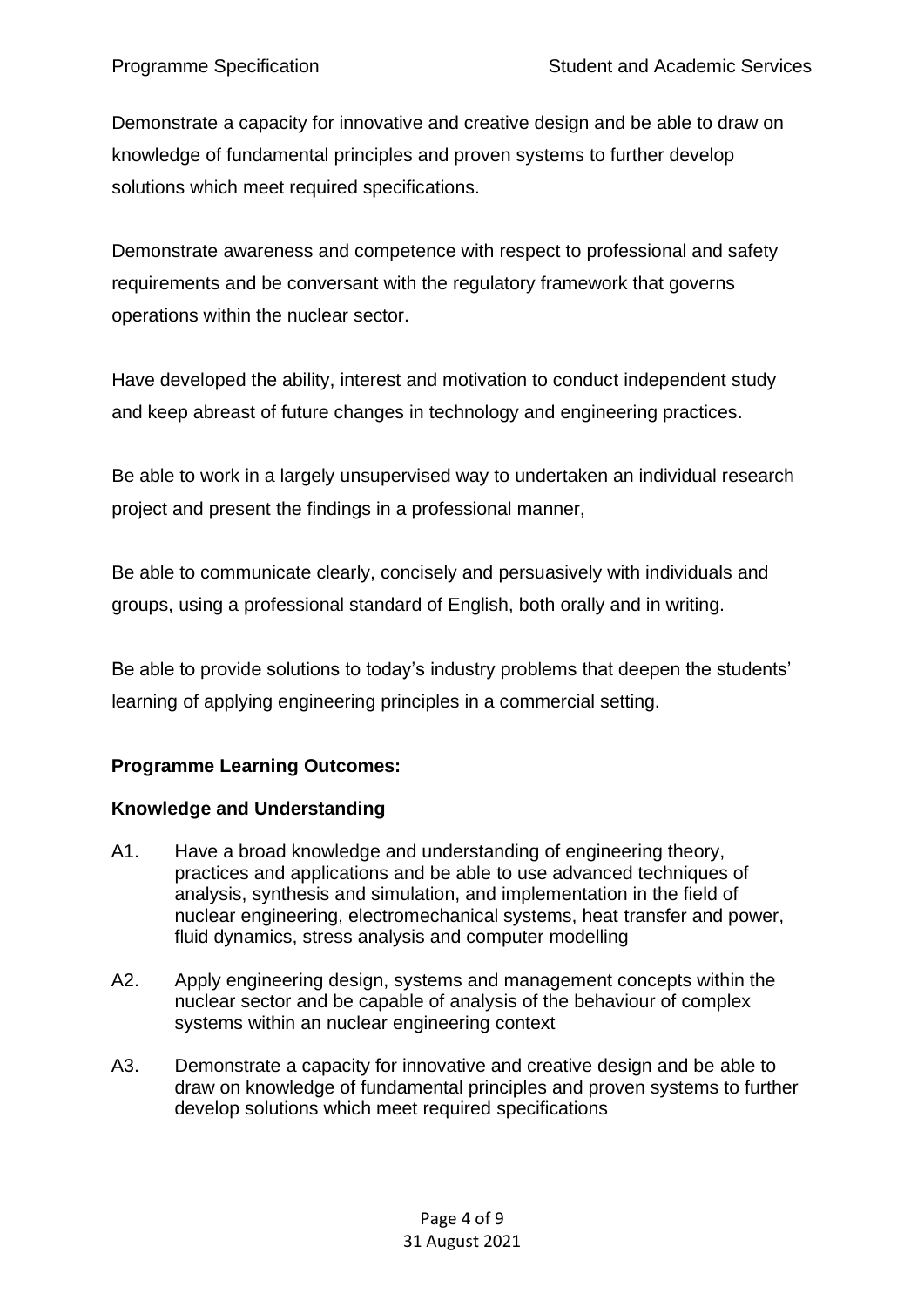Demonstrate a capacity for innovative and creative design and be able to draw on knowledge of fundamental principles and proven systems to further develop solutions which meet required specifications.

Demonstrate awareness and competence with respect to professional and safety requirements and be conversant with the regulatory framework that governs operations within the nuclear sector.

Have developed the ability, interest and motivation to conduct independent study and keep abreast of future changes in technology and engineering practices.

Be able to work in a largely unsupervised way to undertaken an individual research project and present the findings in a professional manner,

Be able to communicate clearly, concisely and persuasively with individuals and groups, using a professional standard of English, both orally and in writing.

Be able to provide solutions to today's industry problems that deepen the students' learning of applying engineering principles in a commercial setting.

**Programme Learning Outcomes:**

**Knowledge and Understanding**

A1. Have a broad knowledge and understanding of engineering theory, practices and applications and be able to use advanced techniques of analysis, synthesis and simulation, and implementation in the field of nuclear engineering, electromechanical systems, heat transfer and power, fluid dynamics, stress analysis and computer modelling

A2. Apply engineering design, systems and management concepts within the nuclear sector and be capable of analysis of the behaviour of complex systems within an nuclear engineering context

A3. Demonstrate a capacity for innovative and creative design and be able to draw on knowledge of fundamental principles and proven systems to further develop solutions which meet required specifications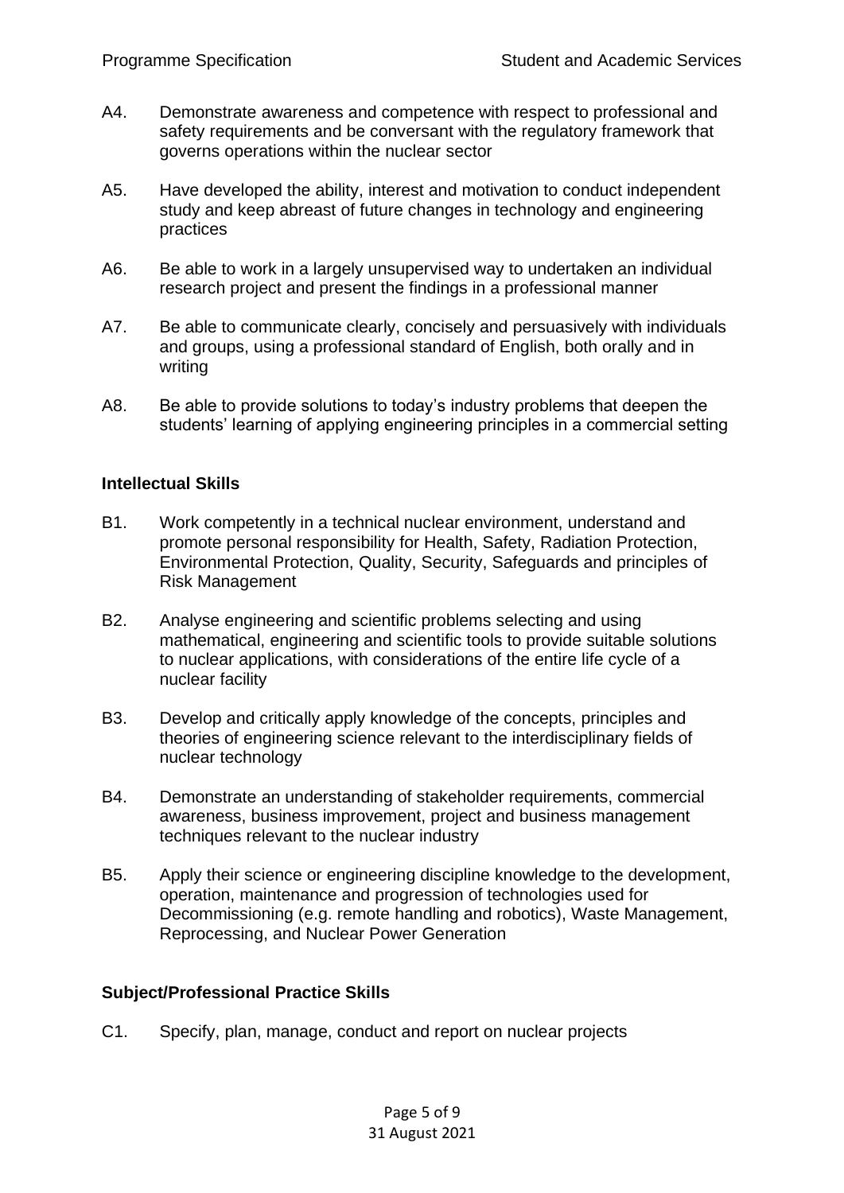A4. Demonstrate awareness and competence with respect to professional and safety requirements and be conversant with the regulatory framework that governs operations within the nuclear sector

A5. Have developed the ability, interest and motivation to conduct independent study and keep abreast of future changes in technology and engineering practices

A6. Be able to work in a largely unsupervised way to undertaken an individual research project and present the findings in a professional manner

A7. Be able to communicate clearly, concisely and persuasively with individuals and groups, using a professional standard of English, both orally and in writing

A8. Be able to provide solutions to today's industry problems that deepen the students' learning of applying engineering principles in a commercial setting

**Intellectual Skills**

B1. Work competently in a technical nuclear environment, understand and promote personal responsibility for Health, Safety, Radiation Protection, Environmental Protection, Quality, Security, Safeguards and principles of Risk Management

B2. Analyse engineering and scientific problems selecting and using mathematical, engineering and scientific tools to provide suitable solutions to nuclear applications, with considerations of the entire life cycle of a nuclear facility

B3. Develop and critically apply knowledge of the concepts, principles and theories of engineering science relevant to the interdisciplinary fields of nuclear technology

B4. Demonstrate an understanding of stakeholder requirements, commercial awareness, business improvement, project and business management techniques relevant to the nuclear industry

B5. Apply their science or engineering discipline knowledge to the development, operation, maintenance and progression of technologies used for Decommissioning (e.g. remote handling and robotics), Waste Management, Reprocessing, and Nuclear Power Generation

**Subject/Professional Practice Skills**

C1. Specify, plan, manage, conduct and report on nuclear projects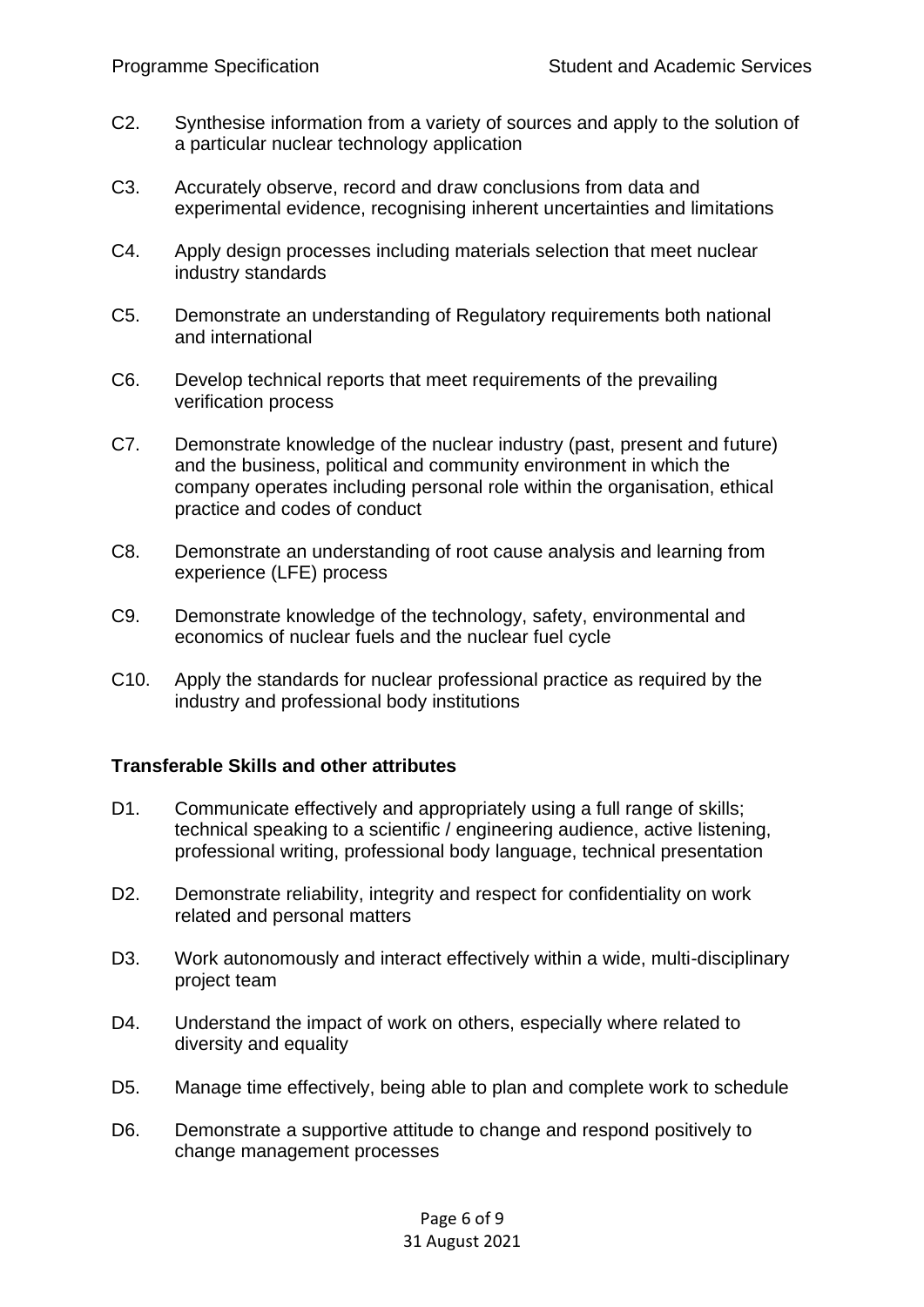C2. Synthesise information from a variety of sources and apply to the solution of a particular nuclear technology application

C3. Accurately observe, record and draw conclusions from data and experimental evidence, recognising inherent uncertainties and limitations

C4. Apply design processes including materials selection that meet nuclear industry standards

C5. Demonstrate an understanding of Regulatory requirements both national and international

C6. Develop technical reports that meet requirements of the prevailing verification process

C7. Demonstrate knowledge of the nuclear industry (past, present and future) and the business, political and community environment in which the company operates including personal role within the organisation, ethical practice and codes of conduct

C8. Demonstrate an understanding of root cause analysis and learning from experience (LFE) process

C9. Demonstrate knowledge of the technology, safety, environmental and economics of nuclear fuels and the nuclear fuel cycle

C10. Apply the standards for nuclear professional practice as required by the industry and professional body institutions

**Transferable Skills and other attributes**

D1. Communicate effectively and appropriately using a full range of skills; technical speaking to a scientific / engineering audience, active listening, professional writing, professional body language, technical presentation

D2. Demonstrate reliability, integrity and respect for confidentiality on work related and personal matters

D3. Work autonomously and interact effectively within a wide, multi-disciplinary project team

D4. Understand the impact of work on others, especially where related to diversity and equality

D5. Manage time effectively, being able to plan and complete work to schedule

D6. Demonstrate a supportive attitude to change and respond positively to change management processes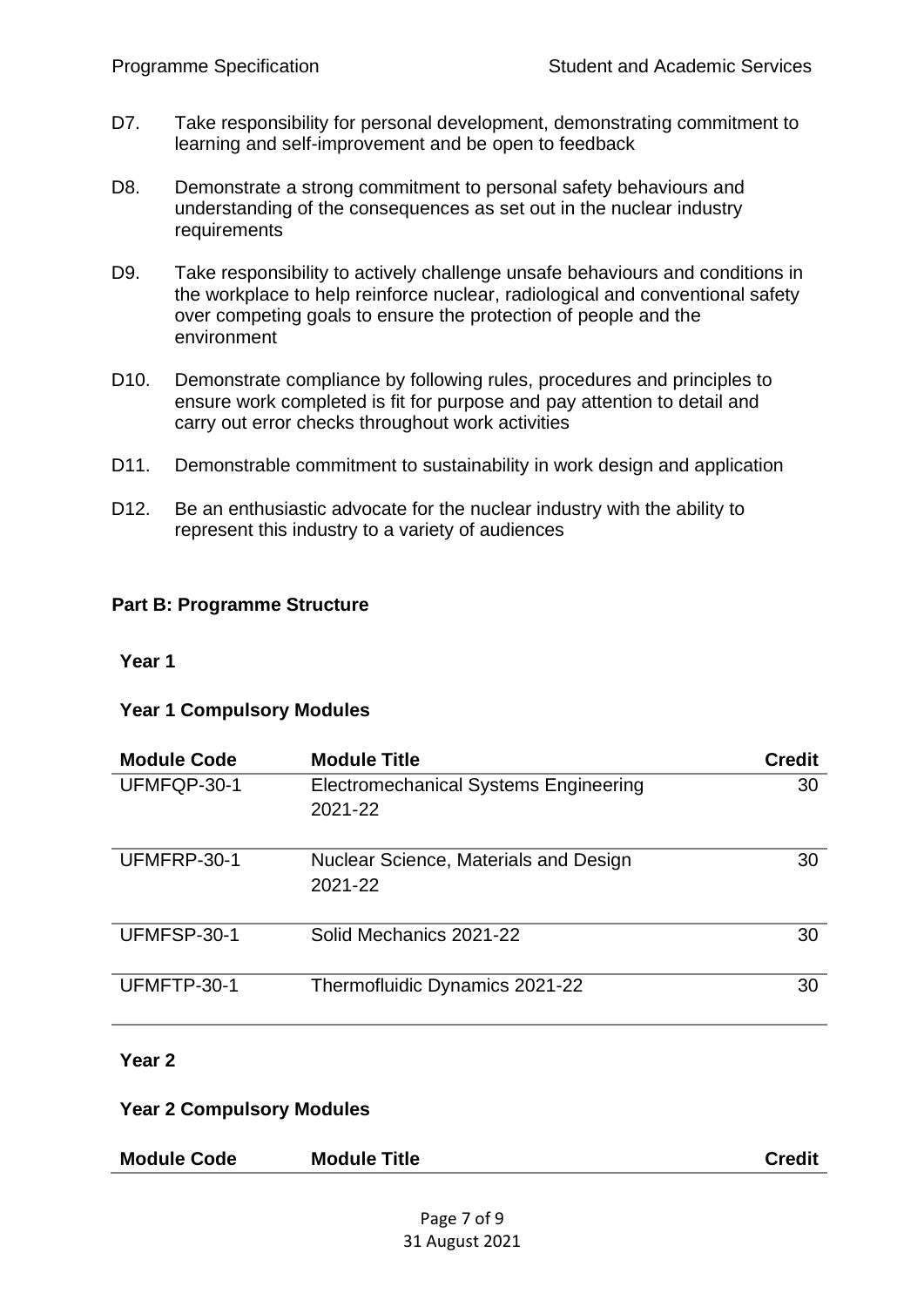D7. Take responsibility for personal development, demonstrating commitment to learning and self-improvement and be open to feedback

D8. Demonstrate a strong commitment to personal safety behaviours and understanding of the consequences as set out in the nuclear industry requirements

D9. Take responsibility to actively challenge unsafe behaviours and conditions in the workplace to help reinforce nuclear, radiological and conventional safety over competing goals to ensure the protection of people and the environment

D10. Demonstrate compliance by following rules, procedures and principles to ensure work completed is fit for purpose and pay attention to detail and carry out error checks throughout work activities

D11. Demonstrable commitment to sustainability in work design and application

D12. Be an enthusiastic advocate for the nuclear industry with the ability to represent this industry to a variety of audiences

## Part B: Programme Structure

### Year 1

#### Year 1 Compulsory Modules

| Module Code | Module Title | Credit |
|---|---|---|
| UFMFQP-30-1 | Electromechanical Systems Engineering 2021-22 | 30 |
| UFMFRP-30-1 | Nuclear Science, Materials and Design 2021-22 | 30 |
| UFMFSP-30-1 | Solid Mechanics 2021-22 | 30 |
| UFMFTP-30-1 | Thermofluidic Dynamics 2021-22 | 30 |

### Year 2

#### Year 2 Compulsory Modules

| Module Code | Module Title | Credit |
|---|---|---|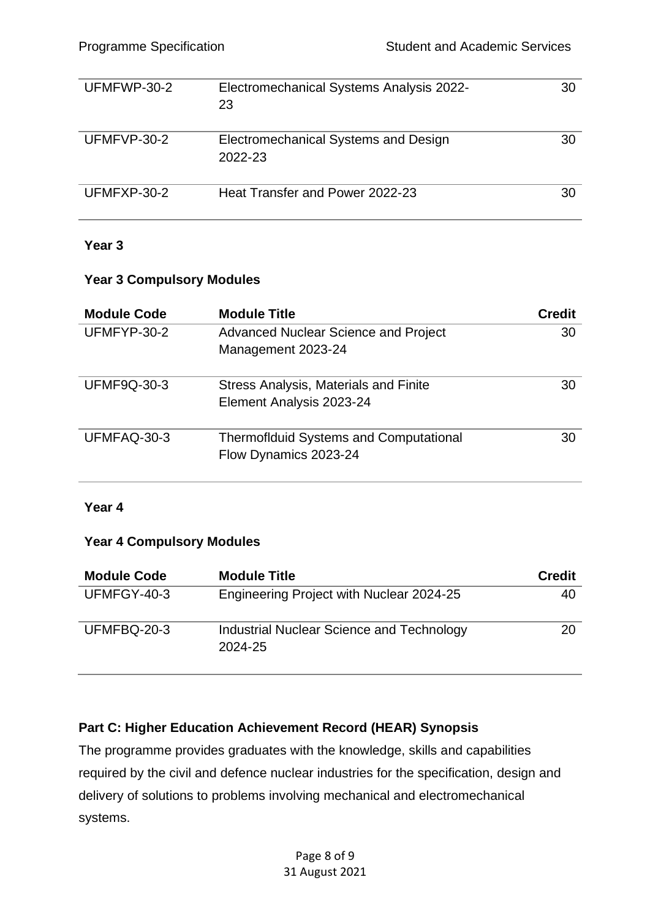| | | |
|---|---|---|
| UFMFWP-30-2 | Electromechanical Systems Analysis 2022-23 | 30 |
| UFMFVP-30-2 | Electromechanical Systems and Design 2022-23 | 30 |
| UFMFXP-30-2 | Heat Transfer and Power 2022-23 | 30 |

**Year 3**

**Year 3 Compulsory Modules**

| Module Code | Module Title | Credit |
|---|---|---|
| UFMFYP-30-2 | Advanced Nuclear Science and Project Management 2023-24 | 30 |
| UFMF9Q-30-3 | Stress Analysis, Materials and Finite Element Analysis 2023-24 | 30 |
| UFMFAQ-30-3 | Thermofldiud Systems and Computational Flow Dynamics 2023-24 | 30 |

**Year 4**

**Year 4 Compulsory Modules**

| Module Code | Module Title | Credit |
|---|---|---|
| UFMFGY-40-3 | Engineering Project with Nuclear 2024-25 | 40 |
| UFMFBQ-20-3 | Industrial Nuclear Science and Technology 2024-25 | 20 |

## Part C: Higher Education Achievement Record (HEAR) Synopsis

The programme provides graduates with the knowledge, skills and capabilities required by the civil and defence nuclear industries for the specification, design and delivery of solutions to problems involving mechanical and electromechanical systems.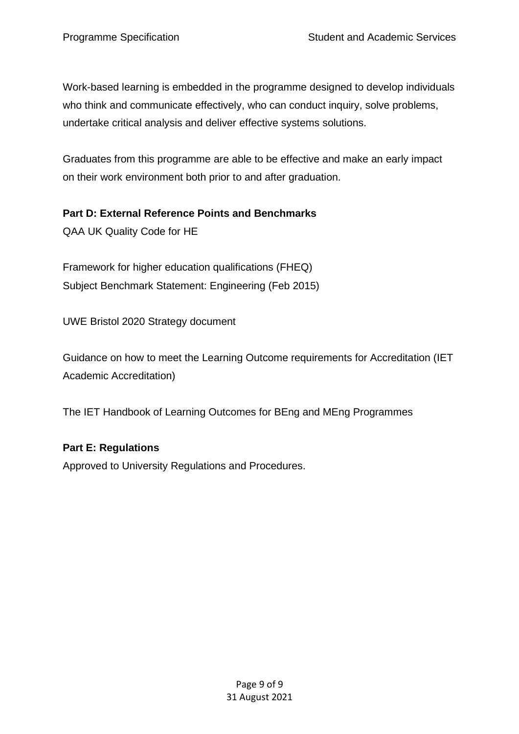Work-based learning is embedded in the programme designed to develop individuals who think and communicate effectively, who can conduct inquiry, solve problems, undertake critical analysis and deliver effective systems solutions.

Graduates from this programme are able to be effective and make an early impact on their work environment both prior to and after graduation.

**Part D: External Reference Points and Benchmarks**

QAA UK Quality Code for HE

Framework for higher education qualifications (FHEQ)
Subject Benchmark Statement: Engineering (Feb 2015)

UWE Bristol 2020 Strategy document

Guidance on how to meet the Learning Outcome requirements for Accreditation (IET Academic Accreditation)

The IET Handbook of Learning Outcomes for BEng and MEng Programmes

**Part E: Regulations**

Approved to University Regulations and Procedures.